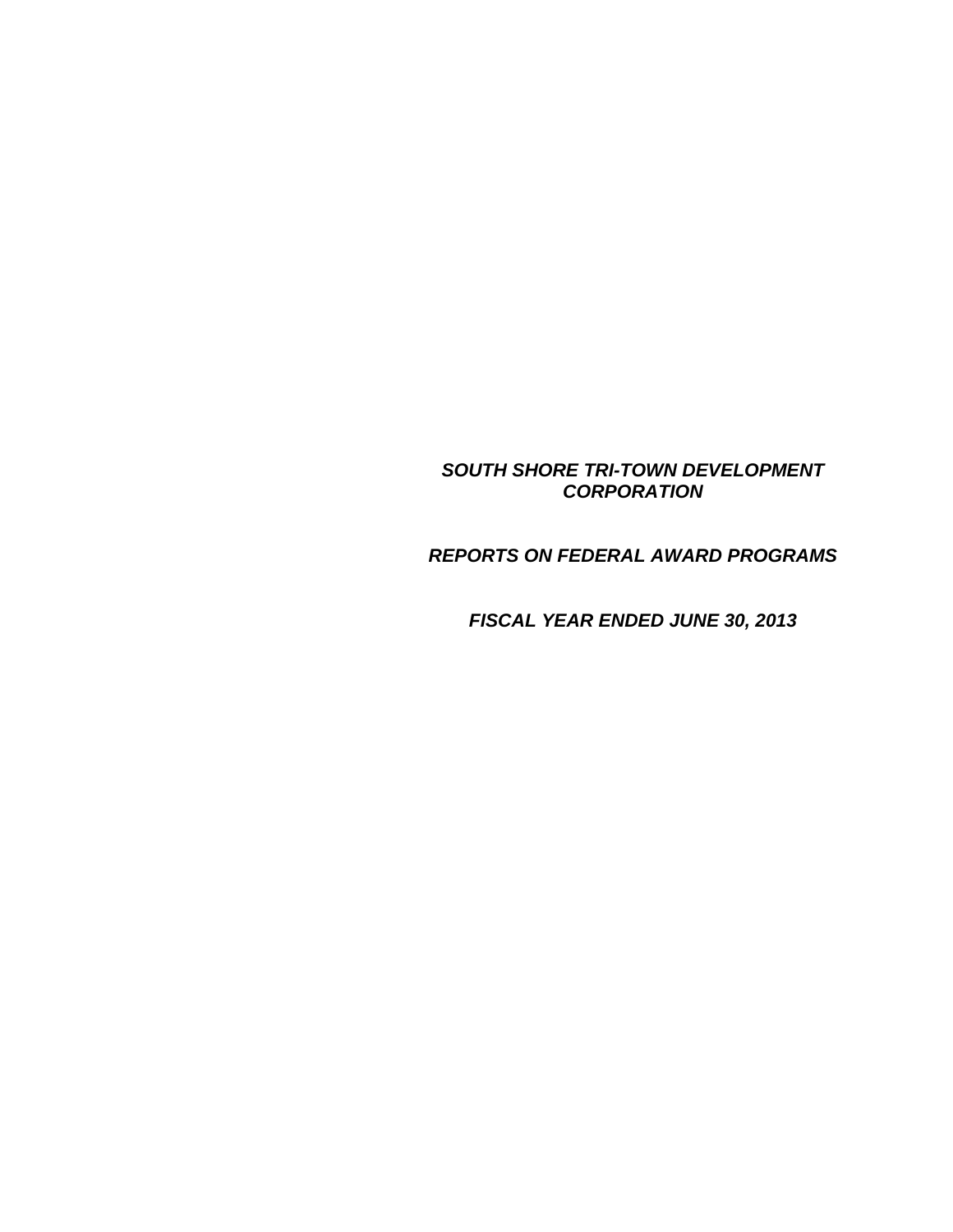# ***SOUTH SHORE TRI-TOWN DEVELOPMENT CORPORATION***

## ***REPORTS ON FEDERAL AWARD PROGRAMS***

## ***FISCAL YEAR ENDED JUNE 30, 2013***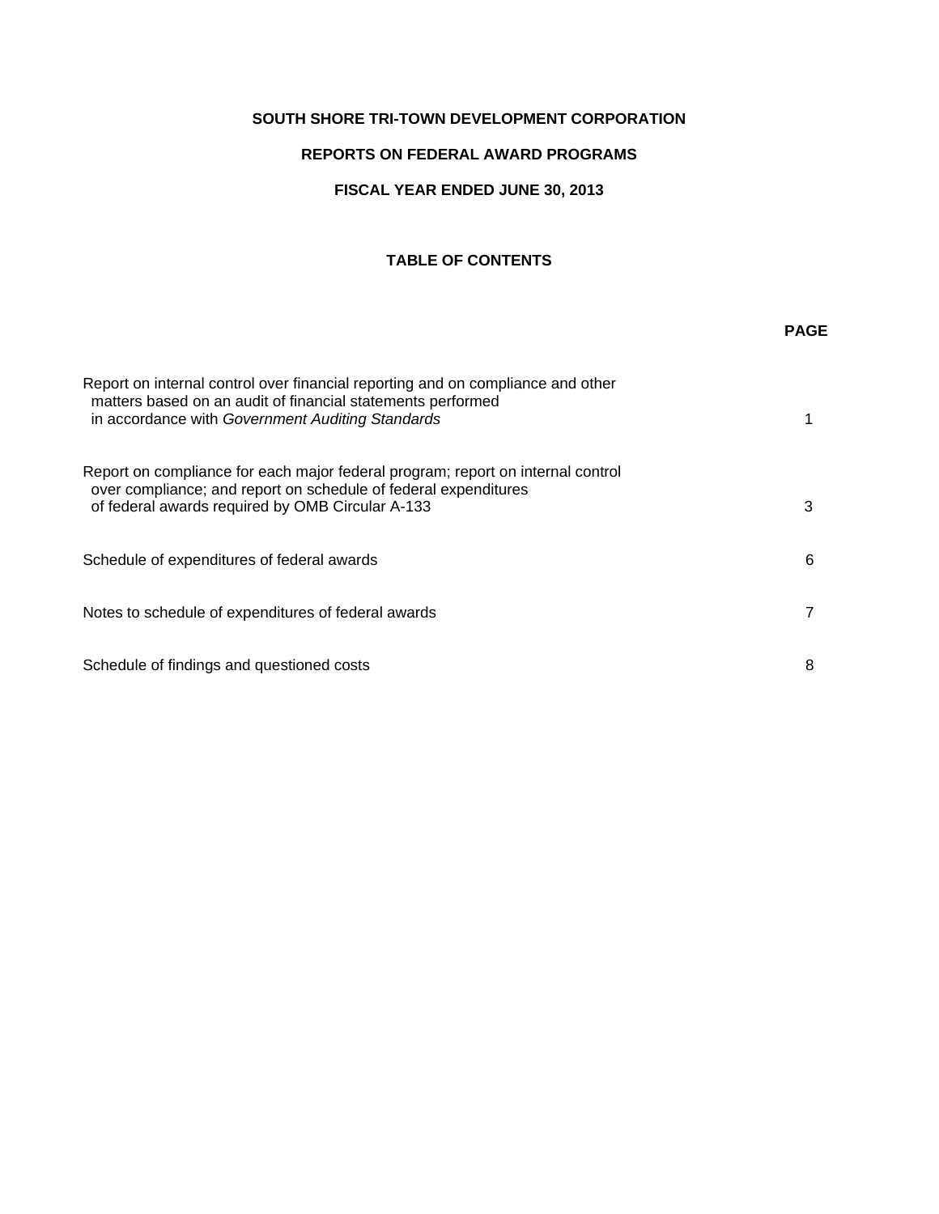**SOUTH SHORE TRI-TOWN DEVELOPMENT CORPORATION**

**REPORTS ON FEDERAL AWARD PROGRAMS**

**FISCAL YEAR ENDED JUNE 30, 2013**

## TABLE OF CONTENTS

| | **PAGE** |
|---|---|
| Report on internal control over financial reporting and on compliance and other matters based on an audit of financial statements performed in accordance with *Government Auditing Standards* | 1 |
| Report on compliance for each major federal program; report on internal control over compliance; and report on schedule of federal expenditures of federal awards required by OMB Circular A-133 | 3 |
| Schedule of expenditures of federal awards | 6 |
| Notes to schedule of expenditures of federal awards | 7 |
| Schedule of findings and questioned costs | 8 |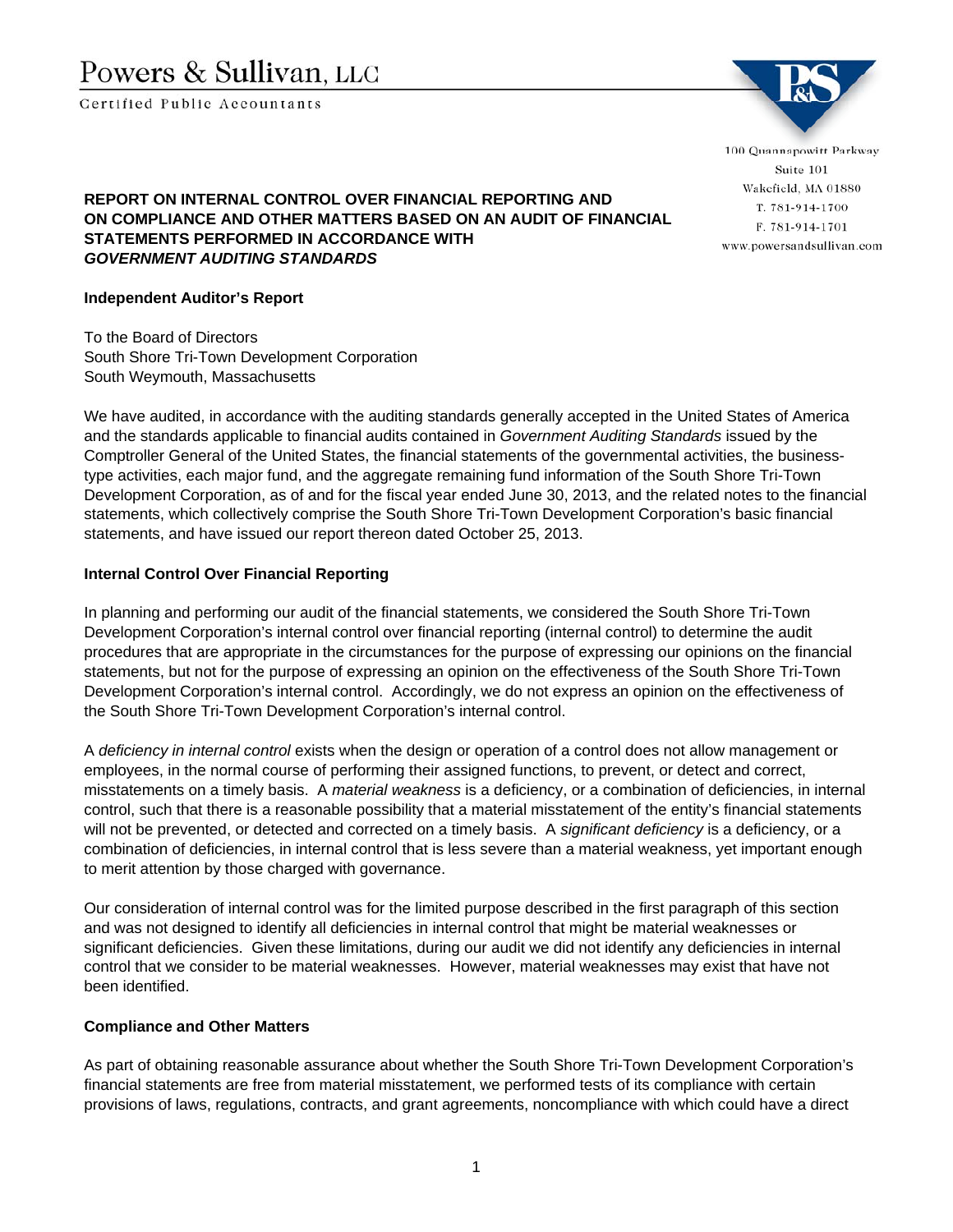Powers & Sullivan, LLC

Certified Public Accountants

100 Quannapowitt Parkway
Suite 101
Wakefield, MA 01880
T. 781-914-1700
F. 781-914-1701
www.powersandsullivan.com

## REPORT ON INTERNAL CONTROL OVER FINANCIAL REPORTING AND ON COMPLIANCE AND OTHER MATTERS BASED ON AN AUDIT OF FINANCIAL STATEMENTS PERFORMED IN ACCORDANCE WITH *GOVERNMENT AUDITING STANDARDS*

**Independent Auditor's Report**

To the Board of Directors
South Shore Tri-Town Development Corporation
South Weymouth, Massachusetts

We have audited, in accordance with the auditing standards generally accepted in the United States of America and the standards applicable to financial audits contained in *Government Auditing Standards* issued by the Comptroller General of the United States, the financial statements of the governmental activities, the business-type activities, each major fund, and the aggregate remaining fund information of the South Shore Tri-Town Development Corporation, as of and for the fiscal year ended June 30, 2013, and the related notes to the financial statements, which collectively comprise the South Shore Tri-Town Development Corporation's basic financial statements, and have issued our report thereon dated October 25, 2013.

**Internal Control Over Financial Reporting**

In planning and performing our audit of the financial statements, we considered the South Shore Tri-Town Development Corporation's internal control over financial reporting (internal control) to determine the audit procedures that are appropriate in the circumstances for the purpose of expressing our opinions on the financial statements, but not for the purpose of expressing an opinion on the effectiveness of the South Shore Tri-Town Development Corporation's internal control. Accordingly, we do not express an opinion on the effectiveness of the South Shore Tri-Town Development Corporation's internal control.

A *deficiency in internal control* exists when the design or operation of a control does not allow management or employees, in the normal course of performing their assigned functions, to prevent, or detect and correct, misstatements on a timely basis. A *material weakness* is a deficiency, or a combination of deficiencies, in internal control, such that there is a reasonable possibility that a material misstatement of the entity's financial statements will not be prevented, or detected and corrected on a timely basis. A *significant deficiency* is a deficiency, or a combination of deficiencies, in internal control that is less severe than a material weakness, yet important enough to merit attention by those charged with governance.

Our consideration of internal control was for the limited purpose described in the first paragraph of this section and was not designed to identify all deficiencies in internal control that might be material weaknesses or significant deficiencies. Given these limitations, during our audit we did not identify any deficiencies in internal control that we consider to be material weaknesses. However, material weaknesses may exist that have not been identified.

**Compliance and Other Matters**

As part of obtaining reasonable assurance about whether the South Shore Tri-Town Development Corporation's financial statements are free from material misstatement, we performed tests of its compliance with certain provisions of laws, regulations, contracts, and grant agreements, noncompliance with which could have a direct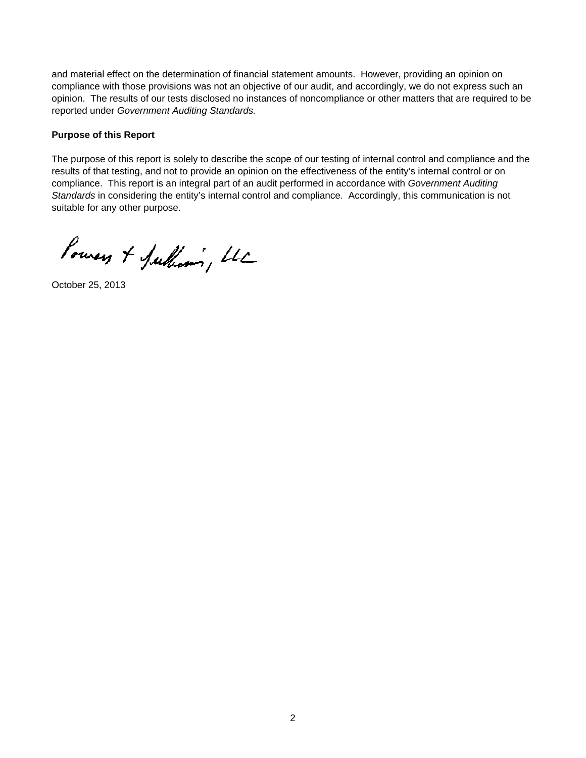and material effect on the determination of financial statement amounts. However, providing an opinion on compliance with those provisions was not an objective of our audit, and accordingly, we do not express such an opinion. The results of our tests disclosed no instances of noncompliance or other matters that are required to be reported under *Government Auditing Standards.*

**Purpose of this Report**

The purpose of this report is solely to describe the scope of our testing of internal control and compliance and the results of that testing, and not to provide an opinion on the effectiveness of the entity's internal control or on compliance. This report is an integral part of an audit performed in accordance with *Government Auditing Standards* in considering the entity's internal control and compliance. Accordingly, this communication is not suitable for any other purpose.

Powers + Sullivan, LLC

October 25, 2013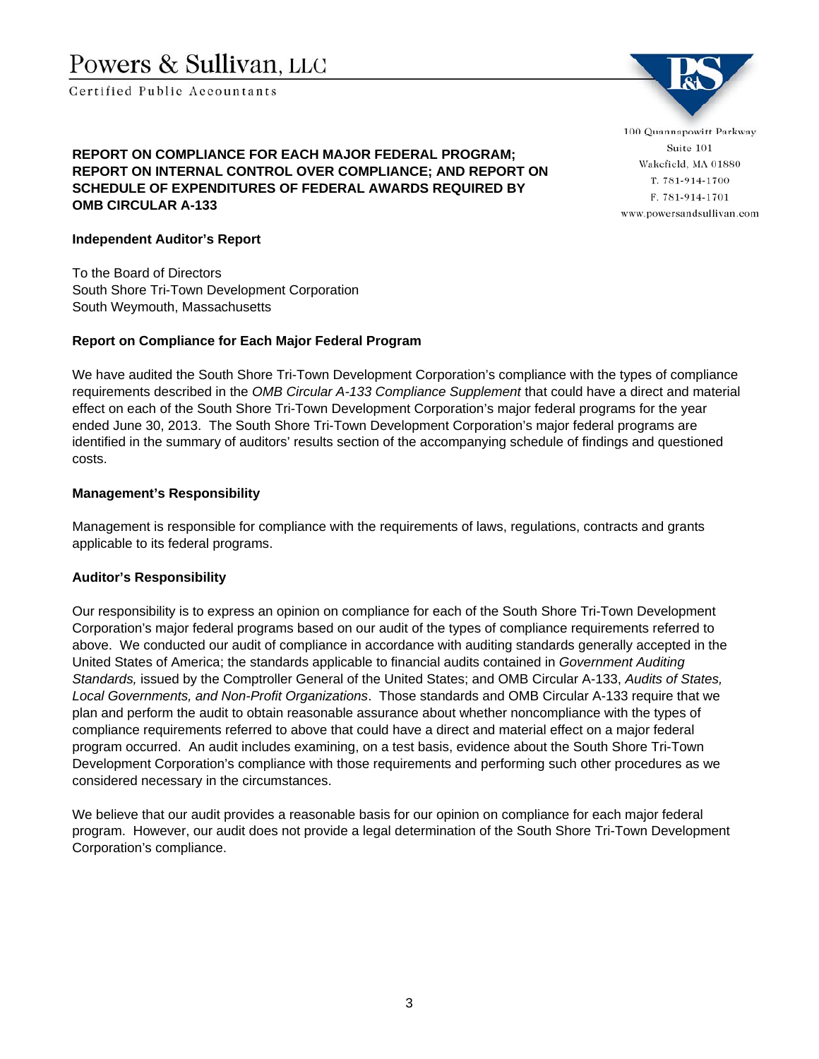Powers & Sullivan, LLC

Certified Public Accountants

100 Quannapowitt Parkway
Suite 101
Wakefield, MA 01880
T. 781-914-1700
F. 781-914-1701
www.powersandsullivan.com

**REPORT ON COMPLIANCE FOR EACH MAJOR FEDERAL PROGRAM; REPORT ON INTERNAL CONTROL OVER COMPLIANCE; AND REPORT ON SCHEDULE OF EXPENDITURES OF FEDERAL AWARDS REQUIRED BY OMB CIRCULAR A-133**

**Independent Auditor's Report**

To the Board of Directors
South Shore Tri-Town Development Corporation
South Weymouth, Massachusetts

**Report on Compliance for Each Major Federal Program**

We have audited the South Shore Tri-Town Development Corporation's compliance with the types of compliance requirements described in the *OMB Circular A-133 Compliance Supplement* that could have a direct and material effect on each of the South Shore Tri-Town Development Corporation's major federal programs for the year ended June 30, 2013. The South Shore Tri-Town Development Corporation's major federal programs are identified in the summary of auditors' results section of the accompanying schedule of findings and questioned costs.

**Management's Responsibility**

Management is responsible for compliance with the requirements of laws, regulations, contracts and grants applicable to its federal programs.

**Auditor's Responsibility**

Our responsibility is to express an opinion on compliance for each of the South Shore Tri-Town Development Corporation's major federal programs based on our audit of the types of compliance requirements referred to above. We conducted our audit of compliance in accordance with auditing standards generally accepted in the United States of America; the standards applicable to financial audits contained in *Government Auditing Standards,* issued by the Comptroller General of the United States; and OMB Circular A-133, *Audits of States, Local Governments, and Non-Profit Organizations*. Those standards and OMB Circular A-133 require that we plan and perform the audit to obtain reasonable assurance about whether noncompliance with the types of compliance requirements referred to above that could have a direct and material effect on a major federal program occurred. An audit includes examining, on a test basis, evidence about the South Shore Tri-Town Development Corporation's compliance with those requirements and performing such other procedures as we considered necessary in the circumstances.

We believe that our audit provides a reasonable basis for our opinion on compliance for each major federal program. However, our audit does not provide a legal determination of the South Shore Tri-Town Development Corporation's compliance.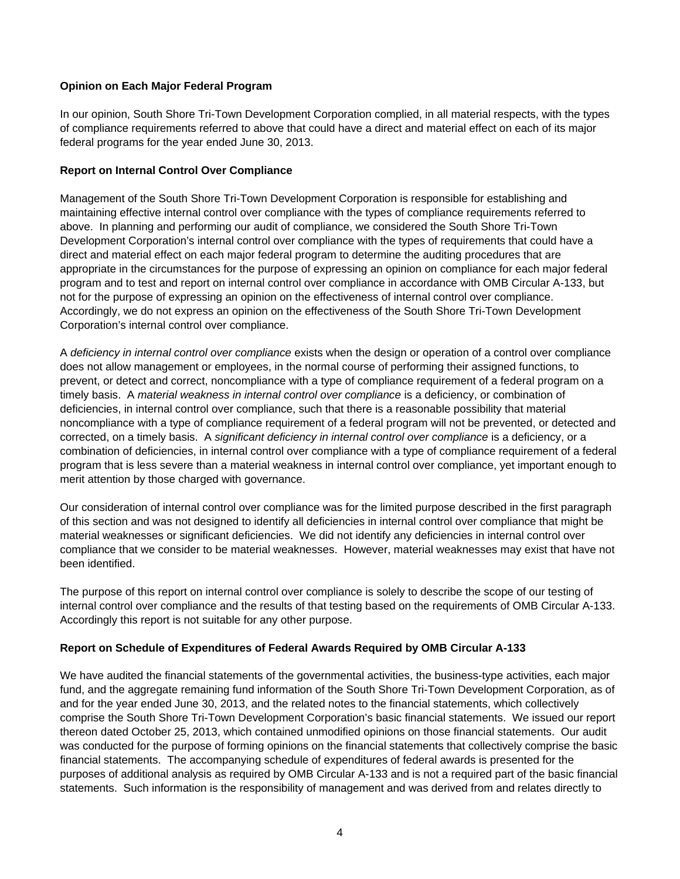**Opinion on Each Major Federal Program**

In our opinion, South Shore Tri-Town Development Corporation complied, in all material respects, with the types of compliance requirements referred to above that could have a direct and material effect on each of its major federal programs for the year ended June 30, 2013.

**Report on Internal Control Over Compliance**

Management of the South Shore Tri-Town Development Corporation is responsible for establishing and maintaining effective internal control over compliance with the types of compliance requirements referred to above. In planning and performing our audit of compliance, we considered the South Shore Tri-Town Development Corporation's internal control over compliance with the types of requirements that could have a direct and material effect on each major federal program to determine the auditing procedures that are appropriate in the circumstances for the purpose of expressing an opinion on compliance for each major federal program and to test and report on internal control over compliance in accordance with OMB Circular A-133, but not for the purpose of expressing an opinion on the effectiveness of internal control over compliance. Accordingly, we do not express an opinion on the effectiveness of the South Shore Tri-Town Development Corporation's internal control over compliance.

A *deficiency in internal control over compliance* exists when the design or operation of a control over compliance does not allow management or employees, in the normal course of performing their assigned functions, to prevent, or detect and correct, noncompliance with a type of compliance requirement of a federal program on a timely basis. A *material weakness in internal control over compliance* is a deficiency, or combination of deficiencies, in internal control over compliance, such that there is a reasonable possibility that material noncompliance with a type of compliance requirement of a federal program will not be prevented, or detected and corrected, on a timely basis. A *significant deficiency in internal control over compliance* is a deficiency, or a combination of deficiencies, in internal control over compliance with a type of compliance requirement of a federal program that is less severe than a material weakness in internal control over compliance, yet important enough to merit attention by those charged with governance.

Our consideration of internal control over compliance was for the limited purpose described in the first paragraph of this section and was not designed to identify all deficiencies in internal control over compliance that might be material weaknesses or significant deficiencies. We did not identify any deficiencies in internal control over compliance that we consider to be material weaknesses. However, material weaknesses may exist that have not been identified.

The purpose of this report on internal control over compliance is solely to describe the scope of our testing of internal control over compliance and the results of that testing based on the requirements of OMB Circular A-133. Accordingly this report is not suitable for any other purpose.

**Report on Schedule of Expenditures of Federal Awards Required by OMB Circular A-133**

We have audited the financial statements of the governmental activities, the business-type activities, each major fund, and the aggregate remaining fund information of the South Shore Tri-Town Development Corporation, as of and for the year ended June 30, 2013, and the related notes to the financial statements, which collectively comprise the South Shore Tri-Town Development Corporation's basic financial statements. We issued our report thereon dated October 25, 2013, which contained unmodified opinions on those financial statements. Our audit was conducted for the purpose of forming opinions on the financial statements that collectively comprise the basic financial statements. The accompanying schedule of expenditures of federal awards is presented for the purposes of additional analysis as required by OMB Circular A-133 and is not a required part of the basic financial statements. Such information is the responsibility of management and was derived from and relates directly to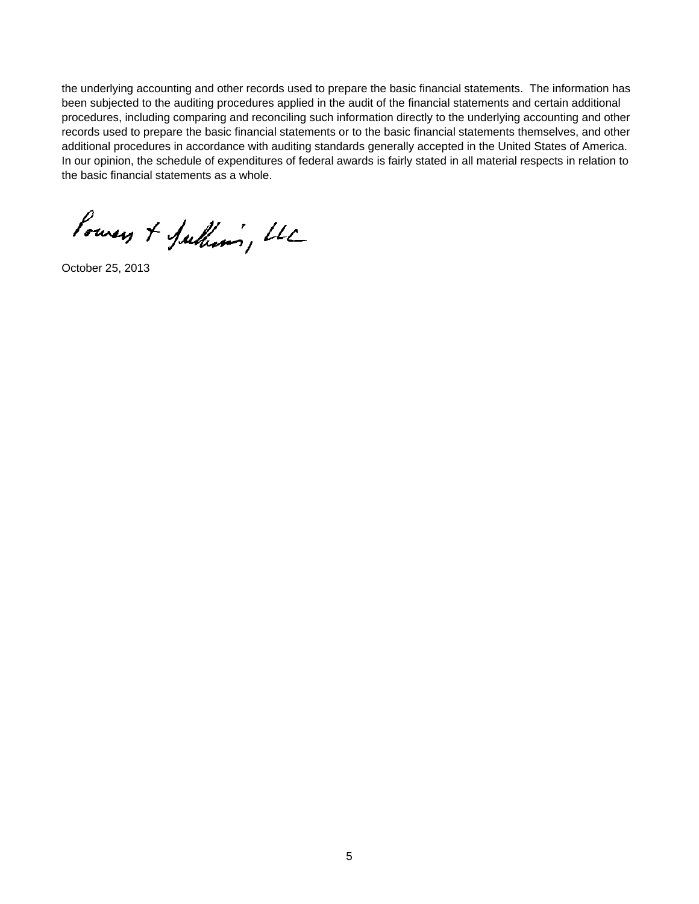the underlying accounting and other records used to prepare the basic financial statements. The information has been subjected to the auditing procedures applied in the audit of the financial statements and certain additional procedures, including comparing and reconciling such information directly to the underlying accounting and other records used to prepare the basic financial statements or to the basic financial statements themselves, and other additional procedures in accordance with auditing standards generally accepted in the United States of America. In our opinion, the schedule of expenditures of federal awards is fairly stated in all material respects in relation to the basic financial statements as a whole.

Powers + Sullivan, LLC

October 25, 2013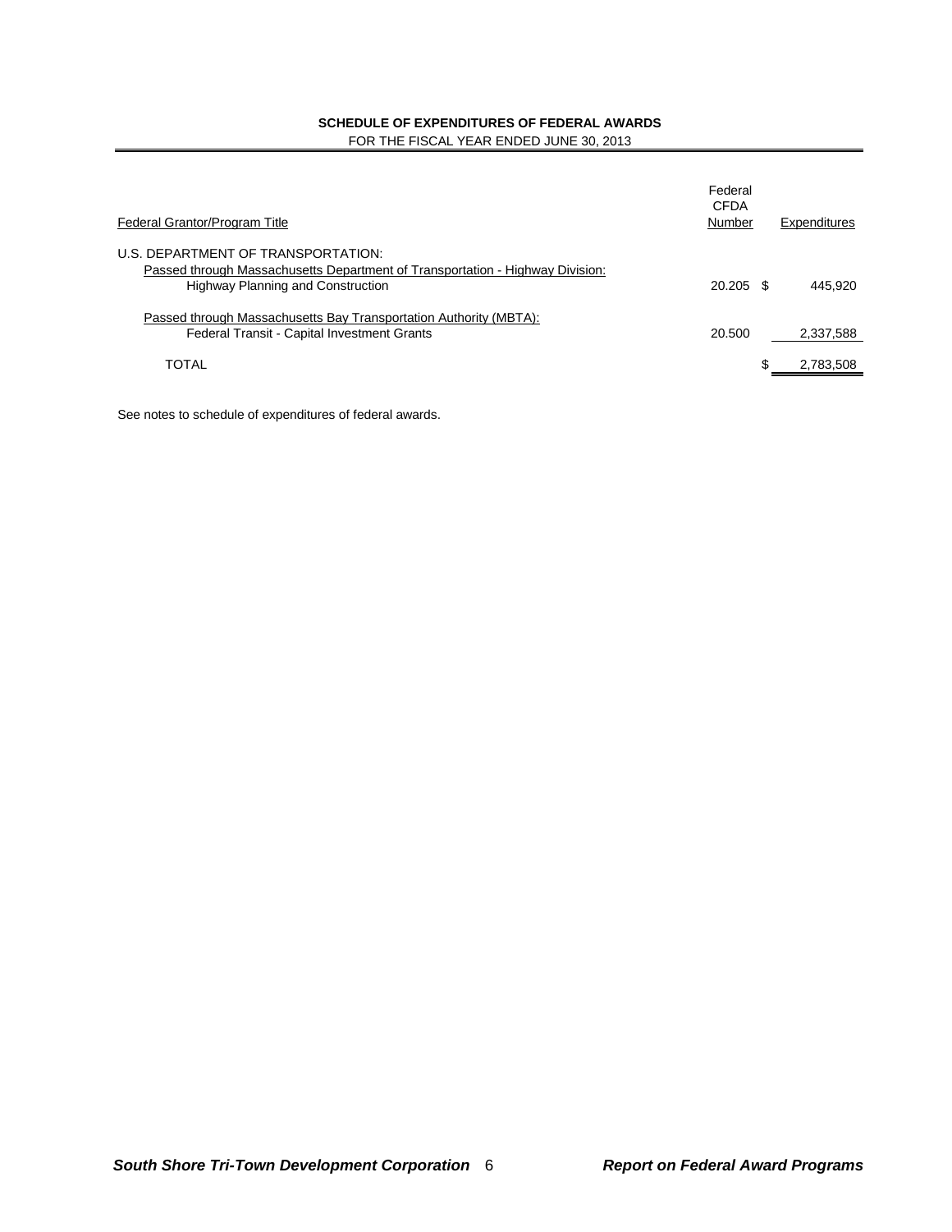**SCHEDULE OF EXPENDITURES OF FEDERAL AWARDS**

FOR THE FISCAL YEAR ENDED JUNE 30, 2013

| Federal Grantor/Program Title | Federal CFDA Number | Expenditures |
|---|---|---|
| U.S. DEPARTMENT OF TRANSPORTATION: | | |
| Passed through Massachusetts Department of Transportation - Highway Division: | | |
| Highway Planning and Construction | 20.205 | $ 445,920 |
| Passed through Massachusetts Bay Transportation Authority (MBTA): | | |
| Federal Transit - Capital Investment Grants | 20.500 | 2,337,588 |
| TOTAL | | $ 2,783,508 |

See notes to schedule of expenditures of federal awards.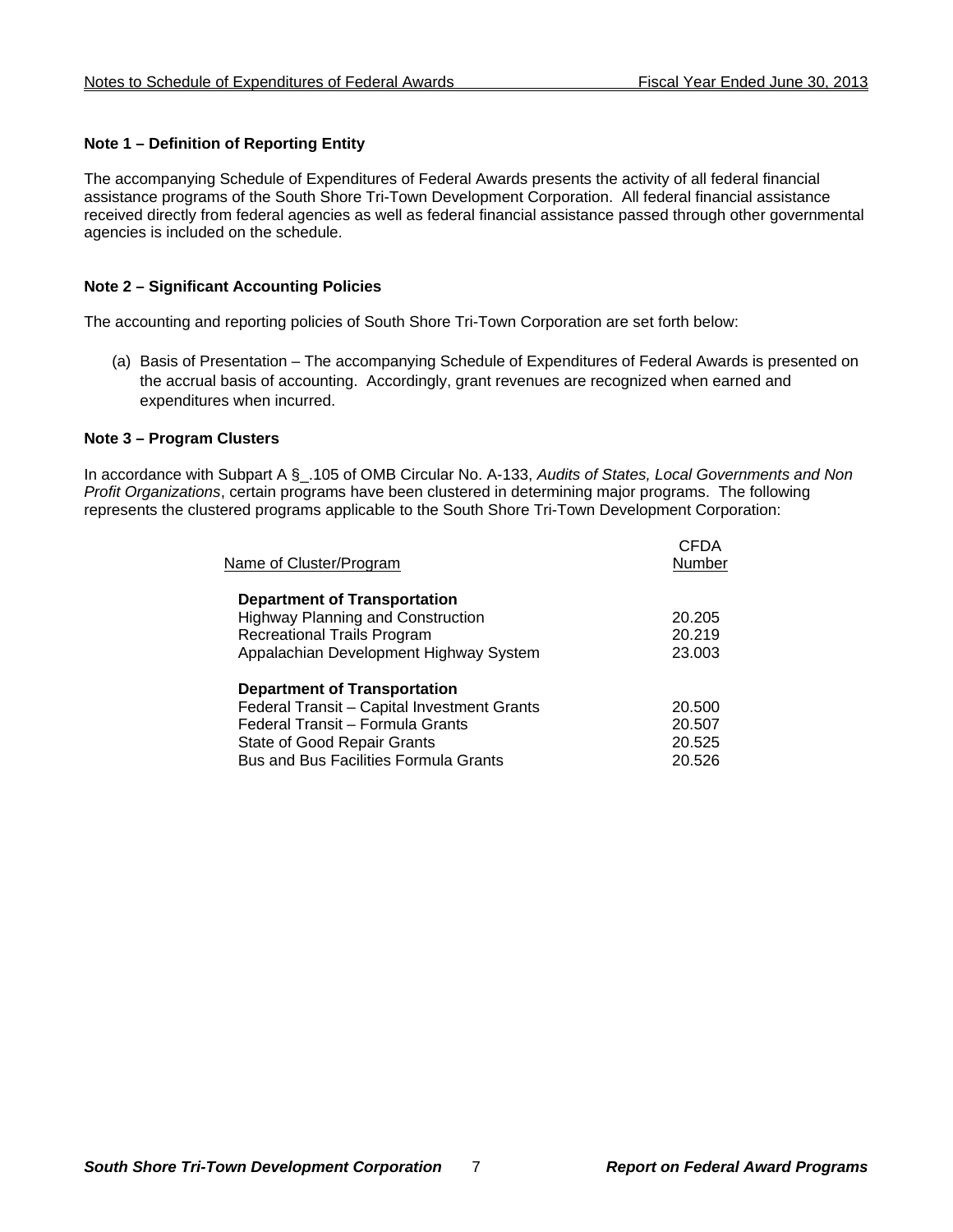## Note 1 – Definition of Reporting Entity

The accompanying Schedule of Expenditures of Federal Awards presents the activity of all federal financial assistance programs of the South Shore Tri-Town Development Corporation. All federal financial assistance received directly from federal agencies as well as federal financial assistance passed through other governmental agencies is included on the schedule.

## Note 2 – Significant Accounting Policies

The accounting and reporting policies of South Shore Tri-Town Corporation are set forth below:

(a) Basis of Presentation – The accompanying Schedule of Expenditures of Federal Awards is presented on the accrual basis of accounting. Accordingly, grant revenues are recognized when earned and expenditures when incurred.

## Note 3 – Program Clusters

In accordance with Subpart A §_.105 of OMB Circular No. A-133, *Audits of States, Local Governments and Non Profit Organizations*, certain programs have been clustered in determining major programs. The following represents the clustered programs applicable to the South Shore Tri-Town Development Corporation:

| Name of Cluster/Program | CFDA Number |
|---|---|
| **Department of Transportation** | |
| Highway Planning and Construction | 20.205 |
| Recreational Trails Program | 20.219 |
| Appalachian Development Highway System | 23.003 |
| **Department of Transportation** | |
| Federal Transit – Capital Investment Grants | 20.500 |
| Federal Transit – Formula Grants | 20.507 |
| State of Good Repair Grants | 20.525 |
| Bus and Bus Facilities Formula Grants | 20.526 |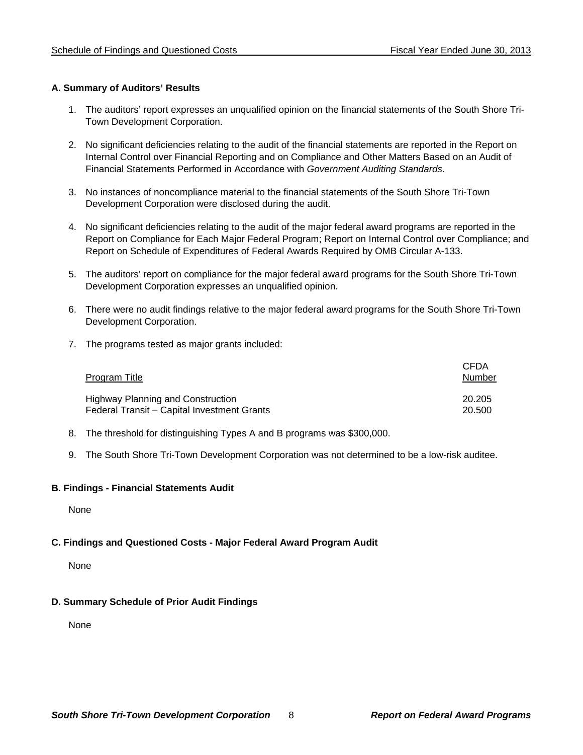## A. Summary of Auditors' Results

1. The auditors' report expresses an unqualified opinion on the financial statements of the South Shore Tri-Town Development Corporation.

2. No significant deficiencies relating to the audit of the financial statements are reported in the Report on Internal Control over Financial Reporting and on Compliance and Other Matters Based on an Audit of Financial Statements Performed in Accordance with *Government Auditing Standards*.

3. No instances of noncompliance material to the financial statements of the South Shore Tri-Town Development Corporation were disclosed during the audit.

4. No significant deficiencies relating to the audit of the major federal award programs are reported in the Report on Compliance for Each Major Federal Program; Report on Internal Control over Compliance; and Report on Schedule of Expenditures of Federal Awards Required by OMB Circular A-133.

5. The auditors' report on compliance for the major federal award programs for the South Shore Tri-Town Development Corporation expresses an unqualified opinion.

6. There were no audit findings relative to the major federal award programs for the South Shore Tri-Town Development Corporation.

7. The programs tested as major grants included:

| Program Title | CFDA Number |
|---|---|
| Highway Planning and Construction | 20.205 |
| Federal Transit – Capital Investment Grants | 20.500 |

8. The threshold for distinguishing Types A and B programs was $300,000.

9. The South Shore Tri-Town Development Corporation was not determined to be a low-risk auditee.

## B. Findings - Financial Statements Audit

None

## C. Findings and Questioned Costs - Major Federal Award Program Audit

None

## D. Summary Schedule of Prior Audit Findings

None